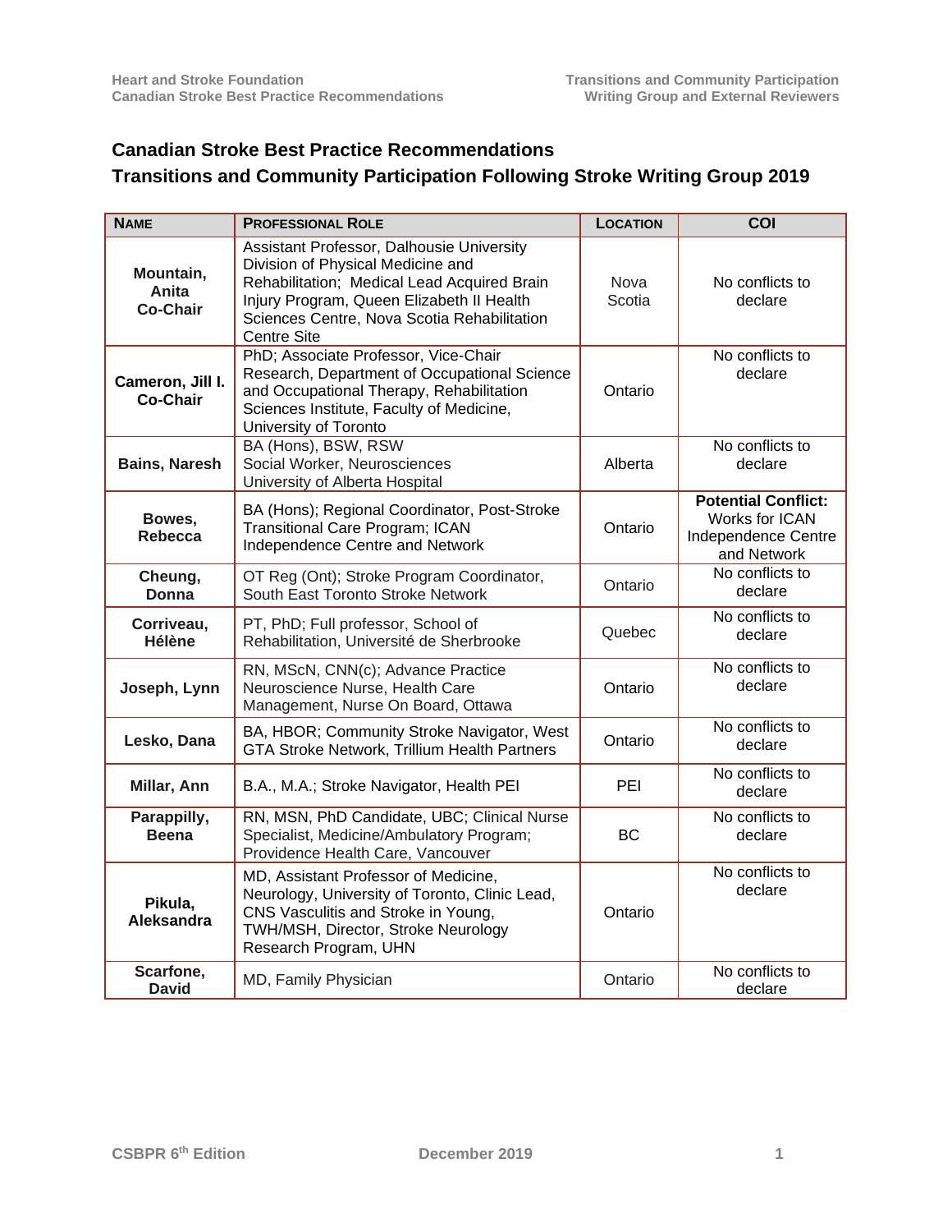# Canadian Stroke Best Practice Recommendations

## Transitions and Community Participation Following Stroke Writing Group 2019

| NAME | PROFESSIONAL ROLE | LOCATION | COI |
|---|---|---|---|
| **Mountain, Anita Co-Chair** | Assistant Professor, Dalhousie University Division of Physical Medicine and Rehabilitation; Medical Lead Acquired Brain Injury Program, Queen Elizabeth II Health Sciences Centre, Nova Scotia Rehabilitation Centre Site | Nova Scotia | No conflicts to declare |
| **Cameron, Jill I. Co-Chair** | PhD; Associate Professor, Vice-Chair Research, Department of Occupational Science and Occupational Therapy, Rehabilitation Sciences Institute, Faculty of Medicine, University of Toronto | Ontario | No conflicts to declare |
| **Bains, Naresh** | BA (Hons), BSW, RSW Social Worker, Neurosciences University of Alberta Hospital | Alberta | No conflicts to declare |
| **Bowes, Rebecca** | BA (Hons); Regional Coordinator, Post-Stroke Transitional Care Program; ICAN Independence Centre and Network | Ontario | **Potential Conflict:** Works for ICAN Independence Centre and Network |
| **Cheung, Donna** | OT Reg (Ont); Stroke Program Coordinator, South East Toronto Stroke Network | Ontario | No conflicts to declare |
| **Corriveau, Hélène** | PT, PhD; Full professor, School of Rehabilitation, Université de Sherbrooke | Quebec | No conflicts to declare |
| **Joseph, Lynn** | RN, MScN, CNN(c); Advance Practice Neuroscience Nurse, Health Care Management, Nurse On Board, Ottawa | Ontario | No conflicts to declare |
| **Lesko, Dana** | BA, HBOR; Community Stroke Navigator, West GTA Stroke Network, Trillium Health Partners | Ontario | No conflicts to declare |
| **Millar, Ann** | B.A., M.A.; Stroke Navigator, Health PEI | PEI | No conflicts to declare |
| **Parappilly, Beena** | RN, MSN, PhD Candidate, UBC; Clinical Nurse Specialist, Medicine/Ambulatory Program; Providence Health Care, Vancouver | BC | No conflicts to declare |
| **Pikula, Aleksandra** | MD, Assistant Professor of Medicine, Neurology, University of Toronto, Clinic Lead, CNS Vasculitis and Stroke in Young, TWH/MSH, Director, Stroke Neurology Research Program, UHN | Ontario | No conflicts to declare |
| **Scarfone, David** | MD, Family Physician | Ontario | No conflicts to declare |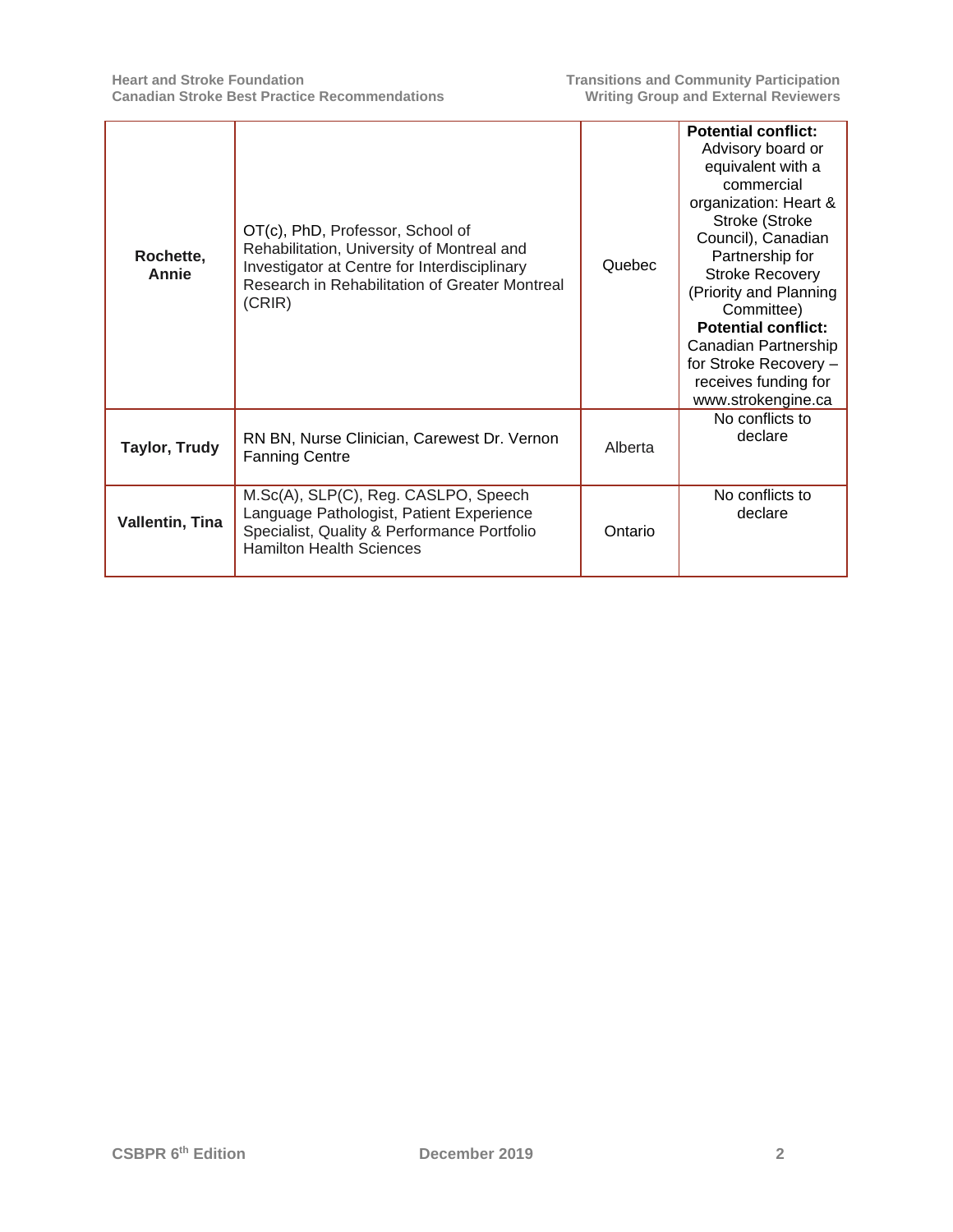| | | | |
|---|---|---|---|
| **Rochette, Annie** | OT(c), PhD, Professor, School of Rehabilitation, University of Montreal and Investigator at Centre for Interdisciplinary Research in Rehabilitation of Greater Montreal (CRIR) | Quebec | **Potential conflict:** Advisory board or equivalent with a commercial organization: Heart & Stroke (Stroke Council), Canadian Partnership for Stroke Recovery (Priority and Planning Committee) **Potential conflict:** Canadian Partnership for Stroke Recovery – receives funding for www.strokengine.ca |
| **Taylor, Trudy** | RN BN, Nurse Clinician, Carewest Dr. Vernon Fanning Centre | Alberta | No conflicts to declare |
| **Vallentin, Tina** | M.Sc(A), SLP(C), Reg. CASLPO, Speech Language Pathologist, Patient Experience Specialist, Quality & Performance Portfolio Hamilton Health Sciences | Ontario | No conflicts to declare |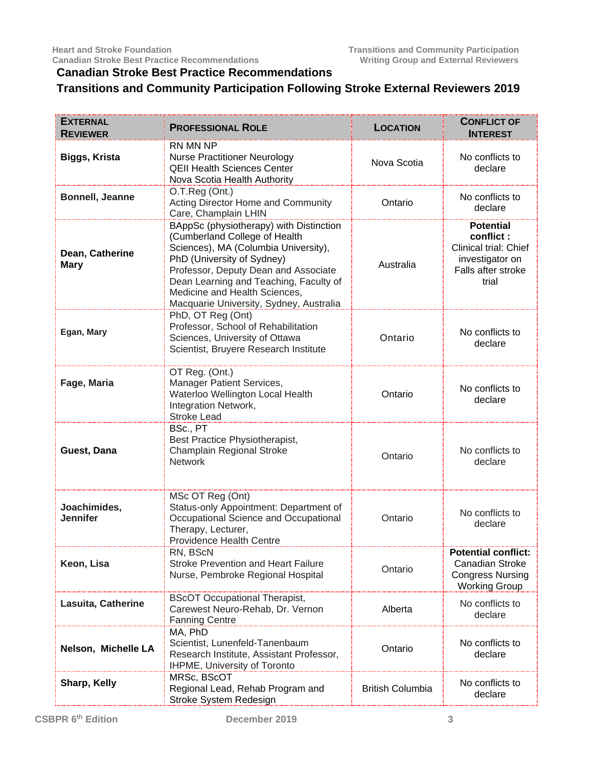## Canadian Stroke Best Practice Recommendations

## Transitions and Community Participation Following Stroke External Reviewers 2019

| External Reviewer | Professional Role | Location | Conflict of Interest |
|---|---|---|---|
| **Biggs, Krista** | RN MN NP<br>Nurse Practitioner Neurology<br>QEII Health Sciences Center<br>Nova Scotia Health Authority | Nova Scotia | No conflicts to declare |
| **Bonnell, Jeanne** | O.T.Reg (Ont.)<br>Acting Director Home and Community Care, Champlain LHIN | Ontario | No conflicts to declare |
| **Dean, Catherine Mary** | BAppSc (physiotherapy) with Distinction (Cumberland College of Health Sciences), MA (Columbia University), PhD (University of Sydney)<br>Professor, Deputy Dean and Associate Dean Learning and Teaching, Faculty of Medicine and Health Sciences, Macquarie University, Sydney, Australia | Australia | **Potential conflict :** Clinical trial: Chief investigator on Falls after stroke trial |
| **Egan, Mary** | PhD, OT Reg (Ont)<br>Professor, School of Rehabilitation Sciences, University of Ottawa<br>Scientist, Bruyere Research Institute | Ontario | No conflicts to declare |
| **Fage, Maria** | OT Reg. (Ont.)<br>Manager Patient Services,<br>Waterloo Wellington Local Health Integration Network,<br>Stroke Lead | Ontario | No conflicts to declare |
| **Guest, Dana** | BSc., PT<br>Best Practice Physiotherapist, Champlain Regional Stroke Network | Ontario | No conflicts to declare |
| **Joachimides, Jennifer** | MSc OT Reg (Ont)<br>Status-only Appointment: Department of Occupational Science and Occupational Therapy, Lecturer,<br>Providence Health Centre | Ontario | No conflicts to declare |
| **Keon, Lisa** | RN, BScN<br>Stroke Prevention and Heart Failure Nurse, Pembroke Regional Hospital | Ontario | **Potential conflict:** Canadian Stroke Congress Nursing Working Group |
| **Lasuita, Catherine** | BScOT Occupational Therapist, Carewest Neuro-Rehab, Dr. Vernon Fanning Centre | Alberta | No conflicts to declare |
| **Nelson, Michelle LA** | MA, PhD<br>Scientist, Lunenfeld-Tanenbaum Research Institute, Assistant Professor, IHPME, University of Toronto | Ontario | No conflicts to declare |
| **Sharp, Kelly** | MRSc, BScOT<br>Regional Lead, Rehab Program and Stroke System Redesign | British Columbia | No conflicts to declare |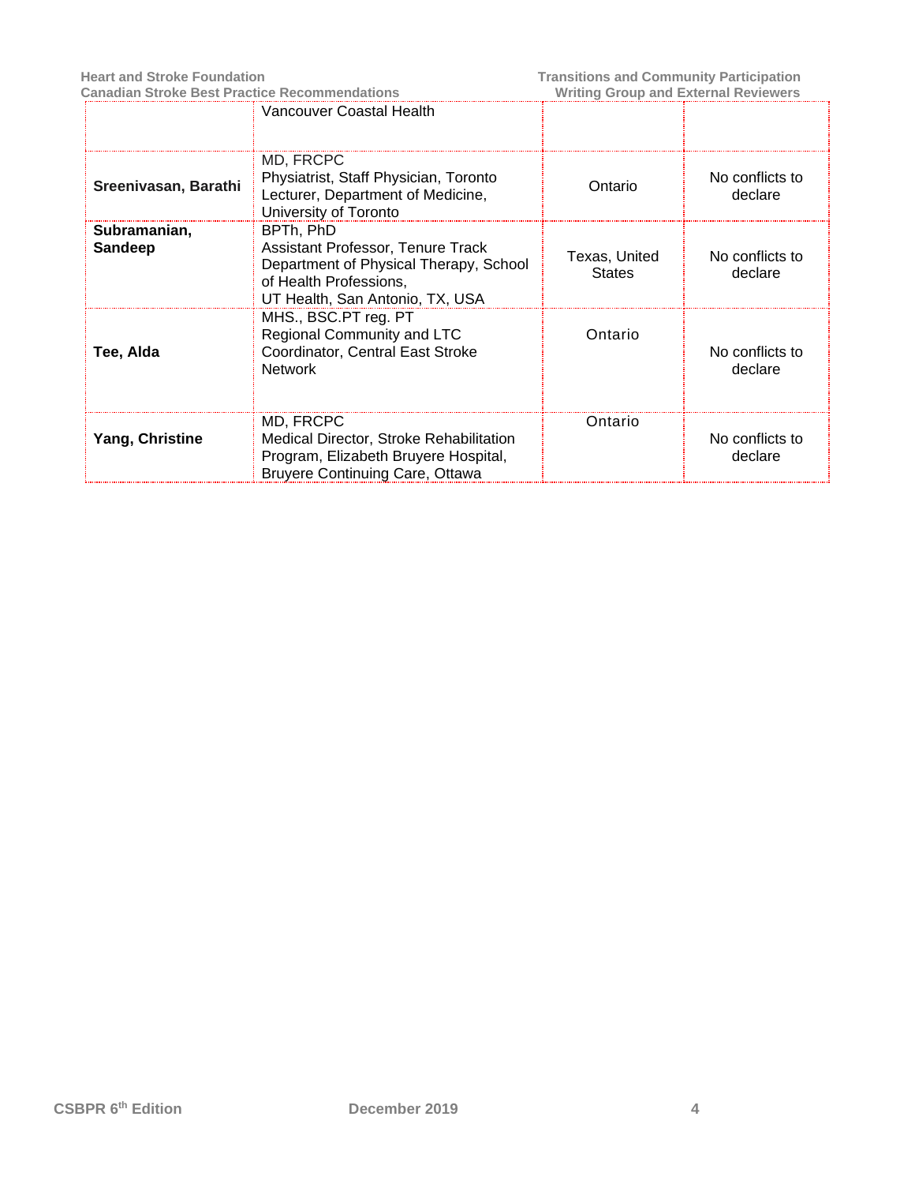| | | | |
|---|---|---|---|
| | Vancouver Coastal Health | | |
| **Sreenivasan, Barathi** | MD, FRCPC<br>Physiatrist, Staff Physician, Toronto<br>Lecturer, Department of Medicine, University of Toronto | Ontario | No conflicts to declare |
| **Subramanian, Sandeep** | BPTh, PhD<br>Assistant Professor, Tenure Track<br>Department of Physical Therapy, School of Health Professions,<br>UT Health, San Antonio, TX, USA | Texas, United States | No conflicts to declare |
| **Tee, Alda** | MHS., BSC.PT reg. PT<br>Regional Community and LTC Coordinator, Central East Stroke Network | Ontario | No conflicts to declare |
| **Yang, Christine** | MD, FRCPC<br>Medical Director, Stroke Rehabilitation Program, Elizabeth Bruyere Hospital, Bruyere Continuing Care, Ottawa | Ontario | No conflicts to declare |